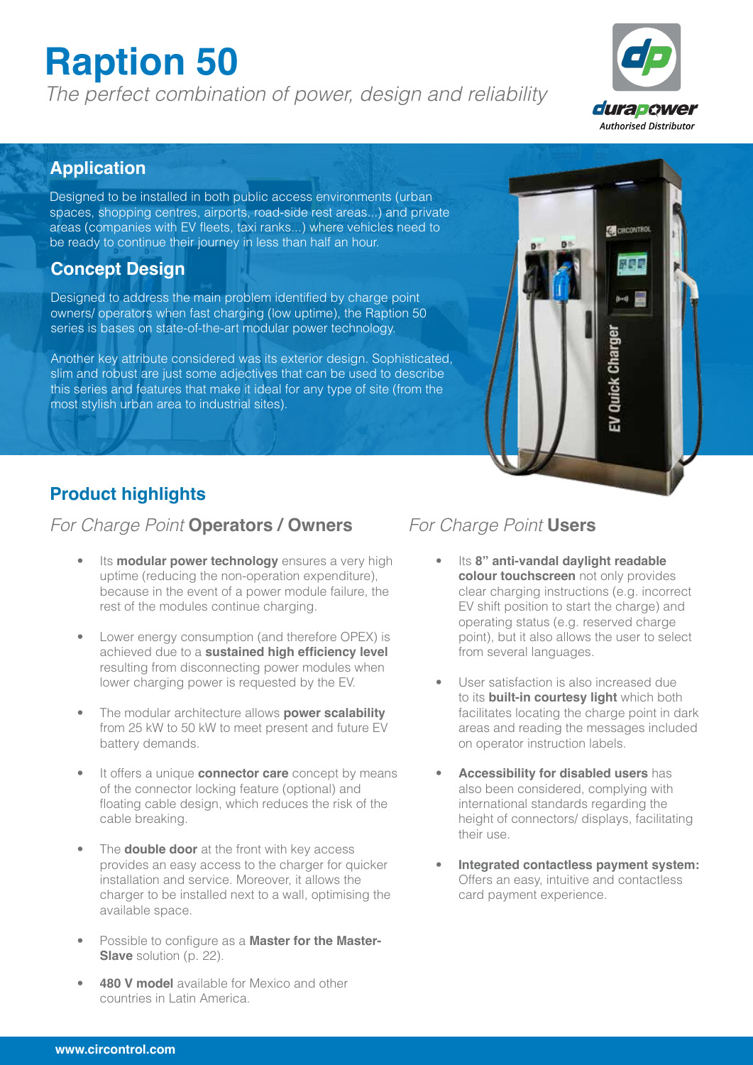# Raption 50

*The perfect combination of power, design and reliability*

durapower
Authorised Distributor

## Application

Designed to be installed in both public access environments (urban spaces, shopping centres, airports, road-side rest areas...) and private areas (companies with EV fleets, taxi ranks...) where vehicles need to be ready to continue their journey in less than half an hour.

## Concept Design

Designed to address the main problem identified by charge point owners/ operators when fast charging (low uptime), the Raption 50 series is bases on state-of-the-art modular power technology.

Another key attribute considered was its exterior design. Sophisticated, slim and robust are just some adjectives that can be used to describe this series and features that make it ideal for any type of site (from the most stylish urban area to industrial sites).

## Product highlights

### *For Charge Point* **Operators / Owners**

- Its **modular power technology** ensures a very high uptime (reducing the non-operation expenditure), because in the event of a power module failure, the rest of the modules continue charging.
- Lower energy consumption (and therefore OPEX) is achieved due to a **sustained high efficiency level** resulting from disconnecting power modules when lower charging power is requested by the EV.
- The modular architecture allows **power scalability** from 25 kW to 50 kW to meet present and future EV battery demands.
- It offers a unique **connector care** concept by means of the connector locking feature (optional) and floating cable design, which reduces the risk of the cable breaking.
- The **double door** at the front with key access provides an easy access to the charger for quicker installation and service. Moreover, it allows the charger to be installed next to a wall, optimising the available space.
- Possible to configure as a **Master for the Master-Slave** solution (p. 22).
- **480 V model** available for Mexico and other countries in Latin America.

### *For Charge Point* **Users**

- Its **8" anti-vandal daylight readable colour touchscreen** not only provides clear charging instructions (e.g. incorrect EV shift position to start the charge) and operating status (e.g. reserved charge point), but it also allows the user to select from several languages.
- User satisfaction is also increased due to its **built-in courtesy light** which both facilitates locating the charge point in dark areas and reading the messages included on operator instruction labels.
- **Accessibility for disabled users** has also been considered, complying with international standards regarding the height of connectors/ displays, facilitating their use.
- **Integrated contactless payment system:** Offers an easy, intuitive and contactless card payment experience.

www.circontrol.com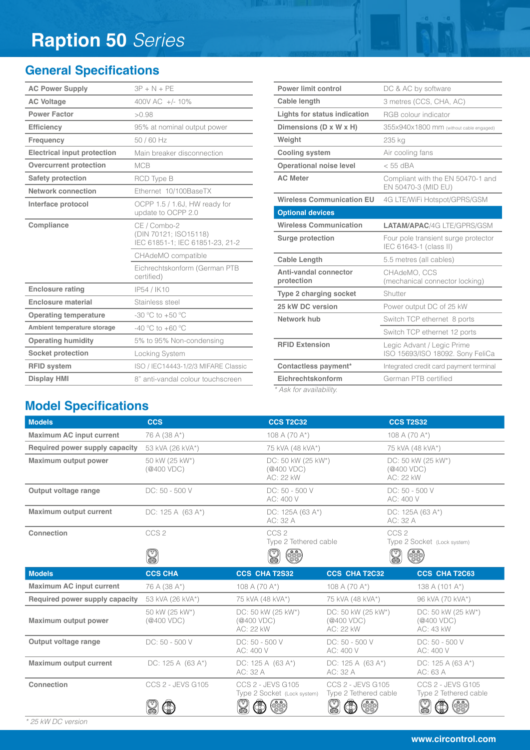# Raption 50 *Series*

## General Specifications

| | |
|---|---|
| **AC Power Supply** | 3P + N + PE |
| **AC Voltage** | 400V AC +/- 10% |
| **Power Factor** | >0.98 |
| **Efficiency** | 95% at nominal output power |
| **Frequency** | 50 / 60 Hz |
| **Electrical input protection** | Main breaker disconnection |
| **Overcurrent protection** | MCB |
| **Safety protection** | RCD Type B |
| **Network connection** | Ethernet 10/100BaseTX |
| **Interface protocol** | OCPP 1.5 / 1.6J, HW ready for update to OCPP 2.0 |
| **Compliance** | CE / Combo-2 (DIN 70121; ISO15118) IEC 61851-1; IEC 61851-23, 21-2 |
| | CHAdeMO compatible |
| | Eichrechtskonform (German PTB certified) |
| **Enclosure rating** | IP54 / IK10 |
| **Enclosure material** | Stainless steel |
| **Operating temperature** | -30 °C to +50 °C |
| **Ambient temperature storage** | -40 °C to +60 °C |
| **Operating humidity** | 5% to 95% Non-condensing |
| **Socket protection** | Locking System |
| **RFID system** | ISO / IEC14443-1/2/3 MIFARE Classic |
| **Display HMI** | 8" anti-vandal colour touchscreen |

| | |
|---|---|
| **Power limit control** | DC & AC by software |
| **Cable length** | 3 metres (CCS, CHA, AC) |
| **Lights for status indication** | RGB colour indicator |
| **Dimensions (D x W x H)** | 355x940x1800 mm (without cable engaged) |
| **Weight** | 235 kg |
| **Cooling system** | Air cooling fans |
| **Operational noise level** | < 55 dBA |
| **AC Meter** | Compliant with the EN 50470-1 and EN 50470-3 (MID EU) |
| **Wireless Communication EU** | 4G LTE/WiFi Hotspot/GPRS/GSM |
| **Optional devices** | |
| **Wireless Communication** | **LATAM/APAC**/4G LTE/GPRS/GSM |
| **Surge protection** | Four pole transient surge protector IEC 61643-1 (class II) |
| **Cable Length** | 5.5 metres (all cables) |
| **Anti-vandal connector protection** | CHAdeMO, CCS (mechanical connector locking) |
| **Type 2 charging socket** | Shutter |
| **25 kW DC version** | Power output DC of 25 kW |
| **Network hub** | Switch TCP ethernet 8 ports |
| | Switch TCP ethernet 12 ports |
| **RFID Extension** | Legic Advant / Legic Prime ISO 15693/ISO 18092. Sony FeliCa |
| **Contactless payment*** | Integrated credit card payment terminal |
| **Eichrechtskonform** | German PTB certified |

*\* Ask for availability.*

## Model Specifications

| **Models** | **CCS** | **CCS T2C32** | **CCS T2S32** |
|---|---|---|---|
| **Maximum AC input current** | 76 A (38 A*) | 108 A (70 A*) | 108 A (70 A*) |
| **Required power supply capacity** | 53 kVA (26 kVA*) | 75 kVA (48 kVA*) | 75 kVA (48 kVA*) |
| **Maximum output power** | 50 kW (25 kW*) (@400 VDC) | DC: 50 kW (25 kW*) (@400 VDC) AC: 22 kW | DC: 50 kW (25 kW*) (@400 VDC) AC: 22 kW |
| **Output voltage range** | DC: 50 - 500 V | DC: 50 - 500 V AC: 400 V | DC: 50 - 500 V AC: 400 V |
| **Maximum output current** | DC: 125 A (63 A*) | DC: 125A (63 A*) AC: 32 A | DC: 125A (63 A*) AC: 32 A |
| **Connection** | CCS 2 | CCS 2 Type 2 Tethered cable | CCS 2 Type 2 Socket (Lock system) |

| **Models** | **CCS CHA** | **CCS CHA T2S32** | **CCS CHA T2C32** | **CCS CHA T2C63** |
|---|---|---|---|---|
| **Maximum AC input current** | 76 A (38 A*) | 108 A (70 A*) | 108 A (70 A*) | 138 A (101 A*) |
| **Required power supply capacity** | 53 kVA (26 kVA*) | 75 kVA (48 kVA*) | 75 kVA (48 kVA*) | 96 kVA (70 kVA*) |
| **Maximum output power** | 50 kW (25 kW*) (@400 VDC) | DC: 50 kW (25 kW*) (@400 VDC) AC: 22 kW | DC: 50 kW (25 kW*) (@400 VDC) AC: 22 kW | DC: 50 kW (25 kW*) (@400 VDC) AC: 43 kW |
| **Output voltage range** | DC: 50 - 500 V | DC: 50 - 500 V AC: 400 V | DC: 50 - 500 V AC: 400 V | DC: 50 - 500 V AC: 400 V |
| **Maximum output current** | DC: 125 A (63 A*) | DC: 125 A (63 A*) AC: 32 A | DC: 125 A (63 A*) AC: 32 A | DC: 125 A (63 A*) AC: 63 A |
| **Connection** | CCS 2 - JEVS G105 | CCS 2 - JEVS G105 Type 2 Socket (Lock system) | CCS 2 - JEVS G105 Type 2 Tethered cable | CCS 2 - JEVS G105 Type 2 Tethered cable |

*\* 25 kW DC version*

www.circontrol.com